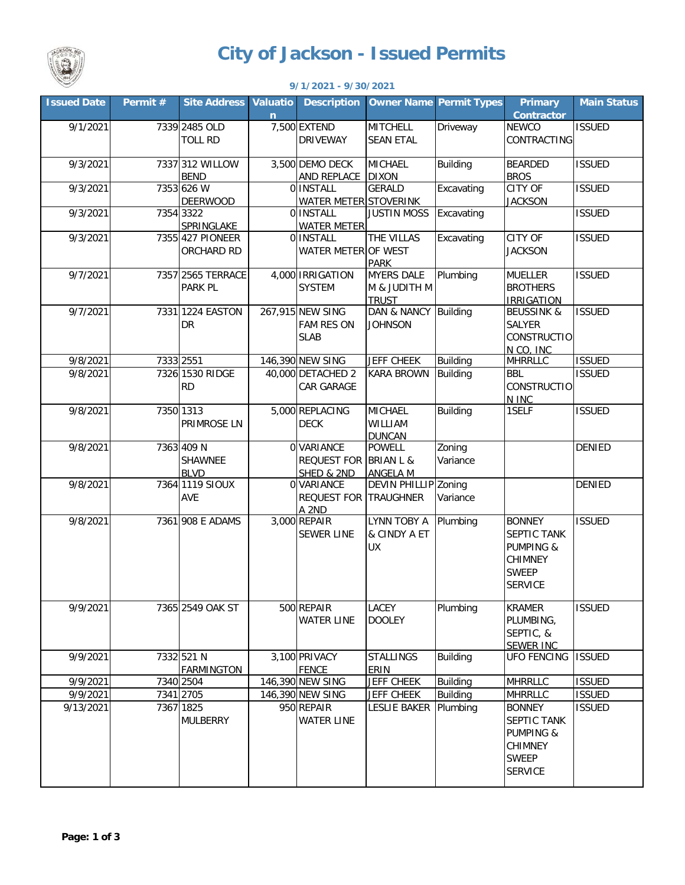# City of Jackson - Issued Permits

**9/1/2021 - 9/30/2021**

| Issued Date | Permit # | Site Address | Valuation | Description | Owner Name | Permit Types | Primary Contractor | Main Status |
|---|---|---|---|---|---|---|---|---|
| 9/1/2021 | 7339 | 2485 OLD TOLL RD | 7,500 | EXTEND DRIVEWAY | MITCHELL SEAN ETAL | Driveway | NEWCO CONTRACTING | ISSUED |
| 9/3/2021 | 7337 | 312 WILLOW BEND | 3,500 | DEMO DECK AND REPLACE | MICHAEL DIXON | Building | BEARDED BROS | ISSUED |
| 9/3/2021 | 7353 | 626 W DEERWOOD | 0 | INSTALL WATER METER | GERALD STOVERINK | Excavating | CITY OF JACKSON | ISSUED |
| 9/3/2021 | 7354 | 3322 SPRINGLAKE | 0 | INSTALL WATER METER | JUSTIN MOSS | Excavating | | ISSUED |
| 9/3/2021 | 7355 | 427 PIONEER ORCHARD RD | 0 | INSTALL WATER METER | THE VILLAS OF WEST PARK | Excavating | CITY OF JACKSON | ISSUED |
| 9/7/2021 | 7357 | 2565 TERRACE PARK PL | 4,000 | IRRIGATION SYSTEM | MYERS DALE M & JUDITH M TRUST | Plumbing | MUELLER BROTHERS IRRIGATION | ISSUED |
| 9/7/2021 | 7331 | 1224 EASTON DR | 267,915 | NEW SING FAM RES ON SLAB | DAN & NANCY JOHNSON | Building | BEUSSINK & SALYER CONSTRUCTION CO, INC | ISSUED |
| 9/8/2021 | 7333 | 2551 | 146,390 | NEW SING | JEFF CHEEK | Building | MHRRLLC | ISSUED |
| 9/8/2021 | 7326 | 1530 RIDGE RD | 40,000 | DETACHED 2 CAR GARAGE | KARA BROWN | Building | BBL CONSTRUCTION INC | ISSUED |
| 9/8/2021 | 7350 | 1313 PRIMROSE LN | 5,000 | REPLACING DECK | MICHAEL WILLIAM DUNCAN | Building | 1SELF | ISSUED |
| 9/8/2021 | 7363 | 409 N SHAWNEE BLVD | 0 | VARIANCE REQUEST FOR SHED & 2ND | POWELL BRIAN L & ANGELA M | Zoning Variance | | DENIED |
| 9/8/2021 | 7364 | 1119 SIOUX AVE | 0 | VARIANCE REQUEST FOR A 2ND | DEVIN PHILLIP TRAUGHNER | Zoning Variance | | DENIED |
| 9/8/2021 | 7361 | 908 E ADAMS | 3,000 | REPAIR SEWER LINE | LYNN TOBY A & CINDY A ET UX | Plumbing | BONNEY SEPTIC TANK PUMPING & CHIMNEY SWEEP SERVICE | ISSUED |
| 9/9/2021 | 7365 | 2549 OAK ST | 500 | REPAIR WATER LINE | LACEY DOOLEY | Plumbing | KRAMER PLUMBING, SEPTIC, & SEWER INC | ISSUED |
| 9/9/2021 | 7332 | 521 N FARMINGTON | 3,100 | PRIVACY FENCE | STALLINGS ERIN | Building | UFO FENCING | ISSUED |
| 9/9/2021 | 7340 | 2504 | 146,390 | NEW SING | JEFF CHEEK | Building | MHRRLLC | ISSUED |
| 9/9/2021 | 7341 | 2705 | 146,390 | NEW SING | JEFF CHEEK | Building | MHRRLLC | ISSUED |
| 9/13/2021 | 7367 | 1825 MULBERRY | 950 | REPAIR WATER LINE | LESLIE BAKER | Plumbing | BONNEY SEPTIC TANK PUMPING & CHIMNEY SWEEP SERVICE | ISSUED |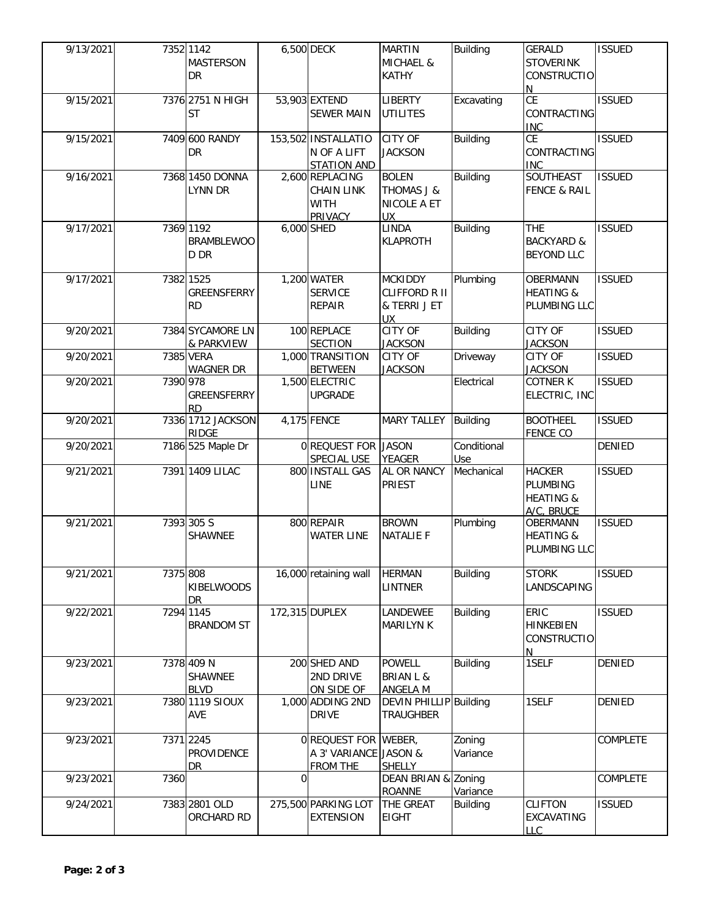| | | | | | | | | |
|---|---|---|---|---|---|---|---|---|
| 9/13/2021 | 7352 | 1142 MASTERSON DR | 6,500 | DECK | MARTIN MICHAEL & KATHY | Building | GERALD STOVERINK CONSTRUCTION | ISSUED |
| 9/15/2021 | 7376 | 2751 N HIGH ST | 53,903 | EXTEND SEWER MAIN | LIBERTY UTILITES | Excavating | CE CONTRACTING INC | ISSUED |
| 9/15/2021 | 7409 | 600 RANDY DR | 153,502 | INSTALLATION OF A LIFT STATION AND | CITY OF JACKSON | Building | CE CONTRACTING INC | ISSUED |
| 9/16/2021 | 7368 | 1450 DONNA LYNN DR | 2,600 | REPLACING CHAIN LINK WITH PRIVACY | BOLEN THOMAS J & NICOLE A ET UX | Building | SOUTHEAST FENCE & RAIL | ISSUED |
| 9/17/2021 | 7369 | 1192 BRAMBLEWOOD DR | 6,000 | SHED | LINDA KLAPROTH | Building | THE BACKYARD & BEYOND LLC | ISSUED |
| 9/17/2021 | 7382 | 1525 GREENSFERRY RD | 1,200 | WATER SERVICE REPAIR | MCKIDDY CLIFFORD R II & TERRI J ET UX | Plumbing | OBERMANN HEATING & PLUMBING LLC | ISSUED |
| 9/20/2021 | 7384 | SYCAMORE LN & PARKVIEW | 100 | REPLACE SECTION | CITY OF JACKSON | Building | CITY OF JACKSON | ISSUED |
| 9/20/2021 | 7385 | VERA WAGNER DR | 1,000 | TRANSITION BETWEEN | CITY OF JACKSON | Driveway | CITY OF JACKSON | ISSUED |
| 9/20/2021 | 7390 | 978 GREENSFERRY RD | 1,500 | ELECTRIC UPGRADE | | Electrical | COTNER K ELECTRIC, INC | ISSUED |
| 9/20/2021 | 7336 | 1712 JACKSON RIDGE | 4,175 | FENCE | MARY TALLEY | Building | BOOTHEEL FENCE CO | ISSUED |
| 9/20/2021 | 7186 | 525 Maple Dr | 0 | REQUEST FOR SPECIAL USE | JASON YEAGER | Conditional Use | | DENIED |
| 9/21/2021 | 7391 | 1409 LILAC | 800 | INSTALL GAS LINE | AL OR NANCY PRIEST | Mechanical | HACKER PLUMBING HEATING & A/C, BRUCE | ISSUED |
| 9/21/2021 | 7393 | 305 S SHAWNEE | 800 | REPAIR WATER LINE | BROWN NATALIE F | Plumbing | OBERMANN HEATING & PLUMBING LLC | ISSUED |
| 9/21/2021 | 7375 | 808 KIBELWOODS DR | 16,000 | retaining wall | HERMAN LINTNER | Building | STORK LANDSCAPING | ISSUED |
| 9/22/2021 | 7294 | 1145 BRANDOM ST | 172,315 | DUPLEX | LANDEWEE MARILYN K | Building | ERIC HINKEBIEN CONSTRUCTION | ISSUED |
| 9/23/2021 | 7378 | 409 N SHAWNEE BLVD | 200 | SHED AND 2ND DRIVE ON SIDE OF | POWELL BRIAN L & ANGELA M | Building | 1SELF | DENIED |
| 9/23/2021 | 7380 | 1119 SIOUX AVE | 1,000 | ADDING 2ND DRIVE | DEVIN PHILLIP TRAUGHBER | Building | 1SELF | DENIED |
| 9/23/2021 | 7371 | 2245 PROVIDENCE DR | 0 | REQUEST FOR A 3' VARIANCE FROM THE | WEBER, JASON & SHELLY | Zoning Variance | | COMPLETE |
| 9/23/2021 | 7360 | | 0 | | DEAN BRIAN & ROANNE | Zoning Variance | | COMPLETE |
| 9/24/2021 | 7383 | 2801 OLD ORCHARD RD | 275,500 | PARKING LOT EXTENSION | THE GREAT EIGHT | Building | CLIFTON EXCAVATING LLC | ISSUED |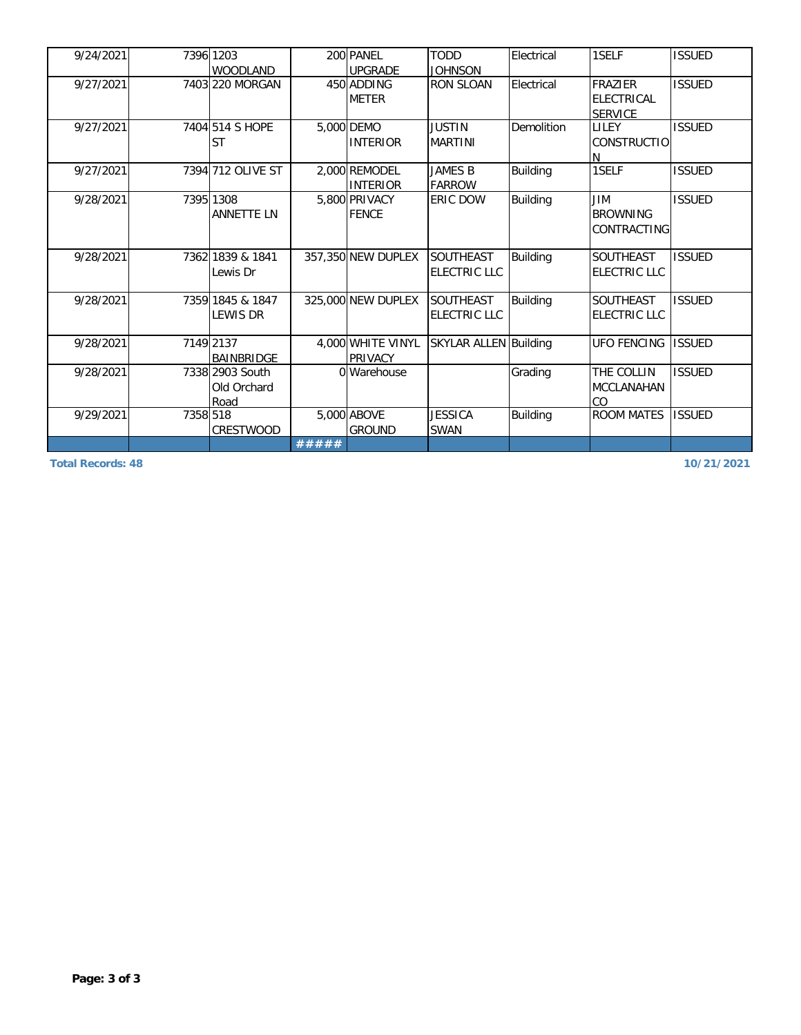| | | | | | | | | |
|---|---|---|---|---|---|---|---|---|
| 9/24/2021 | 7396 | 1203 WOODLAND | 200 | PANEL UPGRADE | TODD JOHNSON | Electrical | 1SELF | ISSUED |
| 9/27/2021 | 7403 | 220 MORGAN | 450 | ADDING METER | RON SLOAN | Electrical | FRAZIER ELECTRICAL SERVICE | ISSUED |
| 9/27/2021 | 7404 | 514 S HOPE ST | 5,000 | DEMO INTERIOR | JUSTIN MARTINI | Demolition | LILEY CONSTRUCTION | ISSUED |
| 9/27/2021 | 7394 | 712 OLIVE ST | 2,000 | REMODEL INTERIOR | JAMES B FARROW | Building | 1SELF | ISSUED |
| 9/28/2021 | 7395 | 1308 ANNETTE LN | 5,800 | PRIVACY FENCE | ERIC DOW | Building | JIM BROWNING CONTRACTING | ISSUED |
| 9/28/2021 | 7362 | 1839 & 1841 Lewis Dr | 357,350 | NEW DUPLEX | SOUTHEAST ELECTRIC LLC | Building | SOUTHEAST ELECTRIC LLC | ISSUED |
| 9/28/2021 | 7359 | 1845 & 1847 LEWIS DR | 325,000 | NEW DUPLEX | SOUTHEAST ELECTRIC LLC | Building | SOUTHEAST ELECTRIC LLC | ISSUED |
| 9/28/2021 | 7149 | 2137 BAINBRIDGE | 4,000 | WHITE VINYL PRIVACY | SKYLAR ALLEN | Building | UFO FENCING | ISSUED |
| 9/28/2021 | 7338 | 2903 South Old Orchard Road | 0 | Warehouse | | Grading | THE COLLIN MCCLANAHAN CO | ISSUED |
| 9/29/2021 | 7358 | 518 CRESTWOOD | 5,000 | ABOVE GROUND | JESSICA SWAN | Building | ROOM MATES | ISSUED |
| | | | ##### | | | | | |

**Total Records: 48**

**10/21/2021**